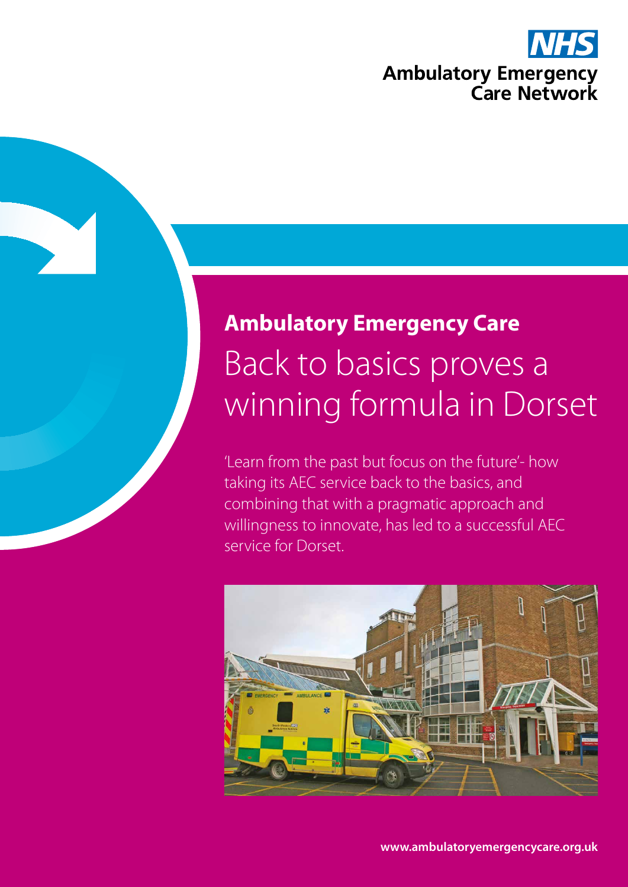NHS
Ambulatory Emergency Care Network

# Ambulatory Emergency Care

## Back to basics proves a winning formula in Dorset

'Learn from the past but focus on the future'- how taking its AEC service back to the basics, and combining that with a pragmatic approach and willingness to innovate, has led to a successful AEC service for Dorset.

www.ambulatoryemergencycare.org.uk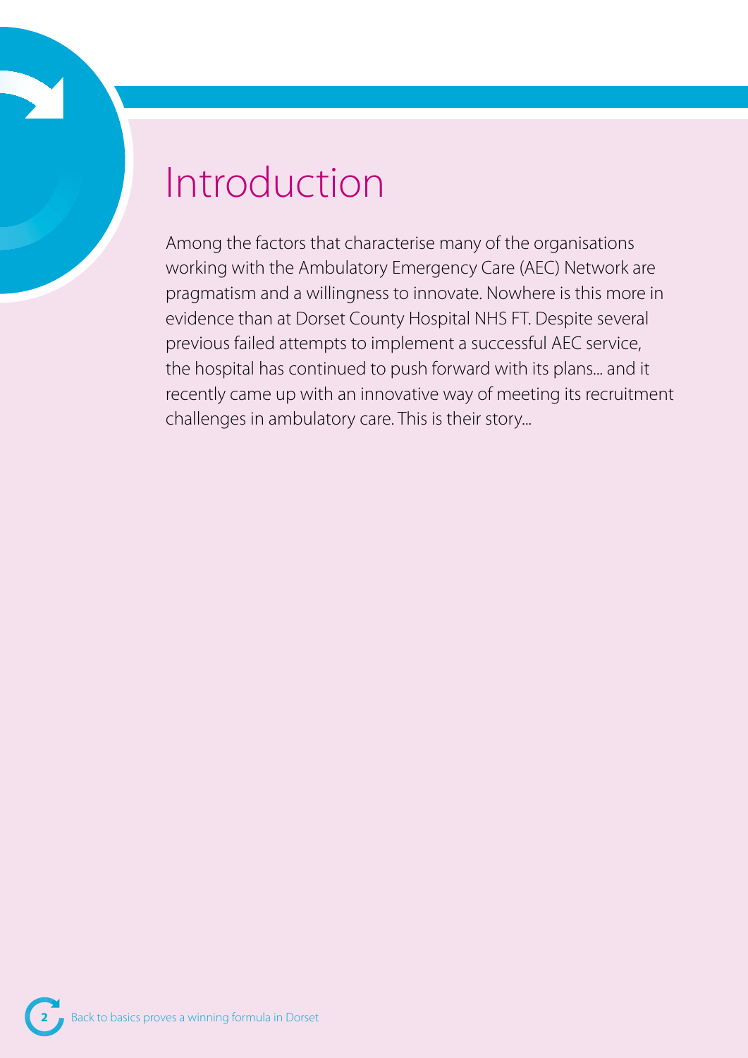# Introduction

Among the factors that characterise many of the organisations working with the Ambulatory Emergency Care (AEC) Network are pragmatism and a willingness to innovate. Nowhere is this more in evidence than at Dorset County Hospital NHS FT. Despite several previous failed attempts to implement a successful AEC service, the hospital has continued to push forward with its plans... and it recently came up with an innovative way of meeting its recruitment challenges in ambulatory care. This is their story...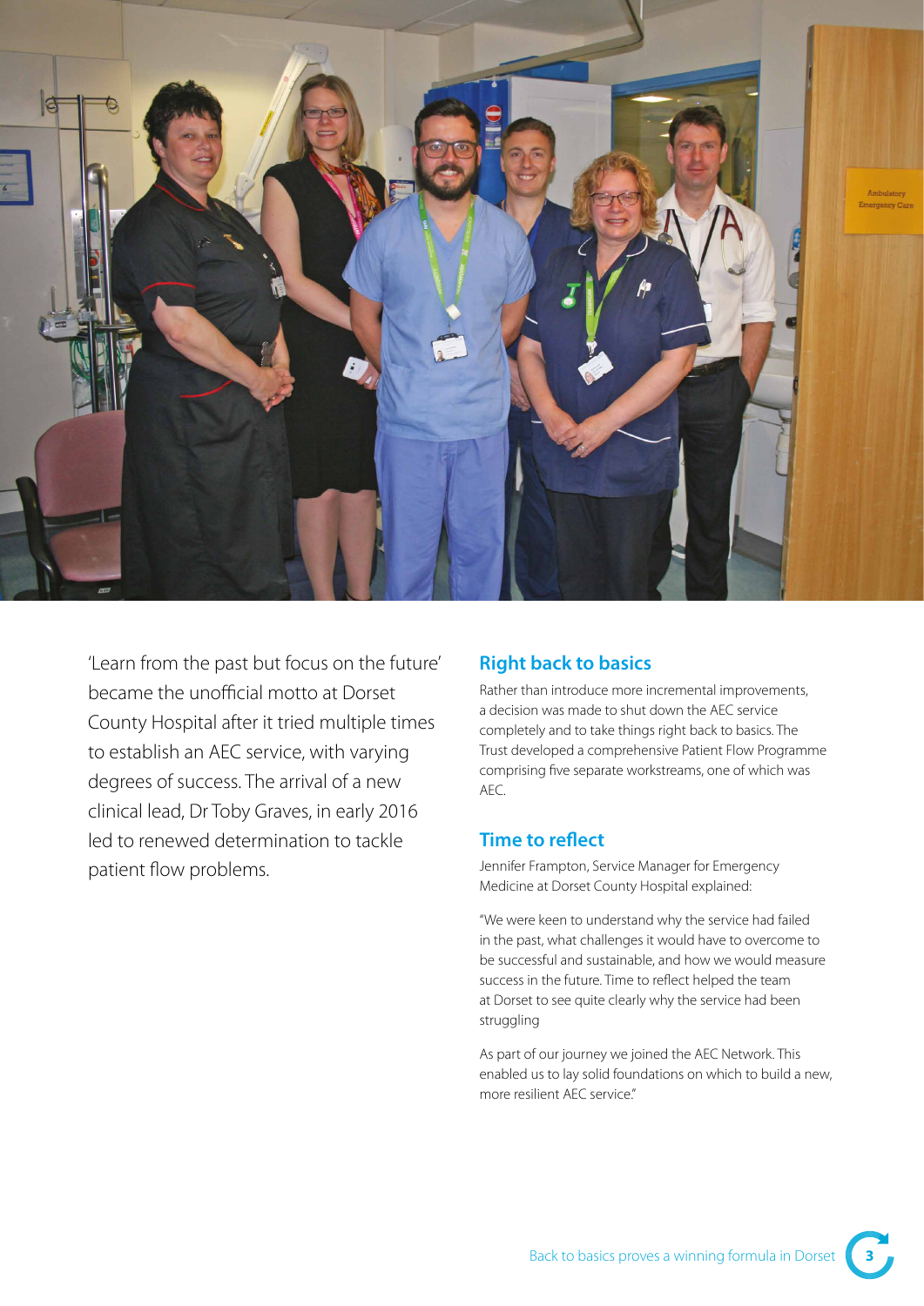'Learn from the past but focus on the future' became the unofficial motto at Dorset County Hospital after it tried multiple times to establish an AEC service, with varying degrees of success. The arrival of a new clinical lead, Dr Toby Graves, in early 2016 led to renewed determination to tackle patient flow problems.

## Right back to basics

Rather than introduce more incremental improvements, a decision was made to shut down the AEC service completely and to take things right back to basics. The Trust developed a comprehensive Patient Flow Programme comprising five separate workstreams, one of which was AEC.

## Time to reflect

Jennifer Frampton, Service Manager for Emergency Medicine at Dorset County Hospital explained:

"We were keen to understand why the service had failed in the past, what challenges it would have to overcome to be successful and sustainable, and how we would measure success in the future. Time to reflect helped the team at Dorset to see quite clearly why the service had been struggling

As part of our journey we joined the AEC Network. This enabled us to lay solid foundations on which to build a new, more resilient AEC service."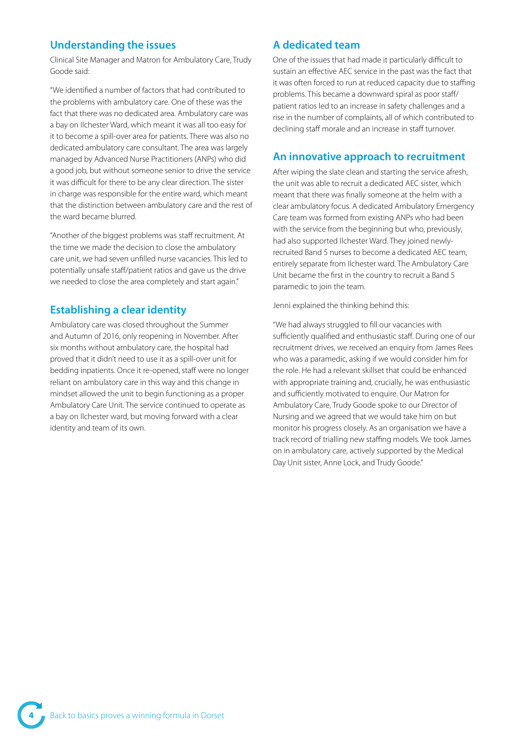## Understanding the issues

Clinical Site Manager and Matron for Ambulatory Care, Trudy Goode said:

"We identified a number of factors that had contributed to the problems with ambulatory care. One of these was the fact that there was no dedicated area. Ambulatory care was a bay on Ilchester Ward, which meant it was all too easy for it to become a spill-over area for patients. There was also no dedicated ambulatory care consultant. The area was largely managed by Advanced Nurse Practitioners (ANPs) who did a good job, but without someone senior to drive the service it was difficult for there to be any clear direction. The sister in charge was responsible for the entire ward, which meant that the distinction between ambulatory care and the rest of the ward became blurred.

"Another of the biggest problems was staff recruitment. At the time we made the decision to close the ambulatory care unit, we had seven unfilled nurse vacancies. This led to potentially unsafe staff/patient ratios and gave us the drive we needed to close the area completely and start again."

## Establishing a clear identity

Ambulatory care was closed throughout the Summer and Autumn of 2016, only reopening in November. After six months without ambulatory care, the hospital had proved that it didn't need to use it as a spill-over unit for bedding inpatients. Once it re-opened, staff were no longer reliant on ambulatory care in this way and this change in mindset allowed the unit to begin functioning as a proper Ambulatory Care Unit. The service continued to operate as a bay on Ilchester ward, but moving forward with a clear identity and team of its own.

## A dedicated team

One of the issues that had made it particularly difficult to sustain an effective AEC service in the past was the fact that it was often forced to run at reduced capacity due to staffing problems. This became a downward spiral as poor staff/patient ratios led to an increase in safety challenges and a rise in the number of complaints, all of which contributed to declining staff morale and an increase in staff turnover.

## An innovative approach to recruitment

After wiping the slate clean and starting the service afresh, the unit was able to recruit a dedicated AEC sister, which meant that there was finally someone at the helm with a clear ambulatory focus. A dedicated Ambulatory Emergency Care team was formed from existing ANPs who had been with the service from the beginning but who, previously, had also supported Ilchester Ward. They joined newly-recruited Band 5 nurses to become a dedicated AEC team, entirely separate from Ilchester ward. The Ambulatory Care Unit became the first in the country to recruit a Band 5 paramedic to join the team.

Jenni explained the thinking behind this:

"We had always struggled to fill our vacancies with sufficiently qualified and enthusiastic staff. During one of our recruitment drives, we received an enquiry from James Rees who was a paramedic, asking if we would consider him for the role. He had a relevant skillset that could be enhanced with appropriate training and, crucially, he was enthusiastic and sufficiently motivated to enquire. Our Matron for Ambulatory Care, Trudy Goode spoke to our Director of Nursing and we agreed that we would take him on but monitor his progress closely. As an organisation we have a track record of trialling new staffing models. We took James on in ambulatory care, actively supported by the Medical Day Unit sister, Anne Lock, and Trudy Goode."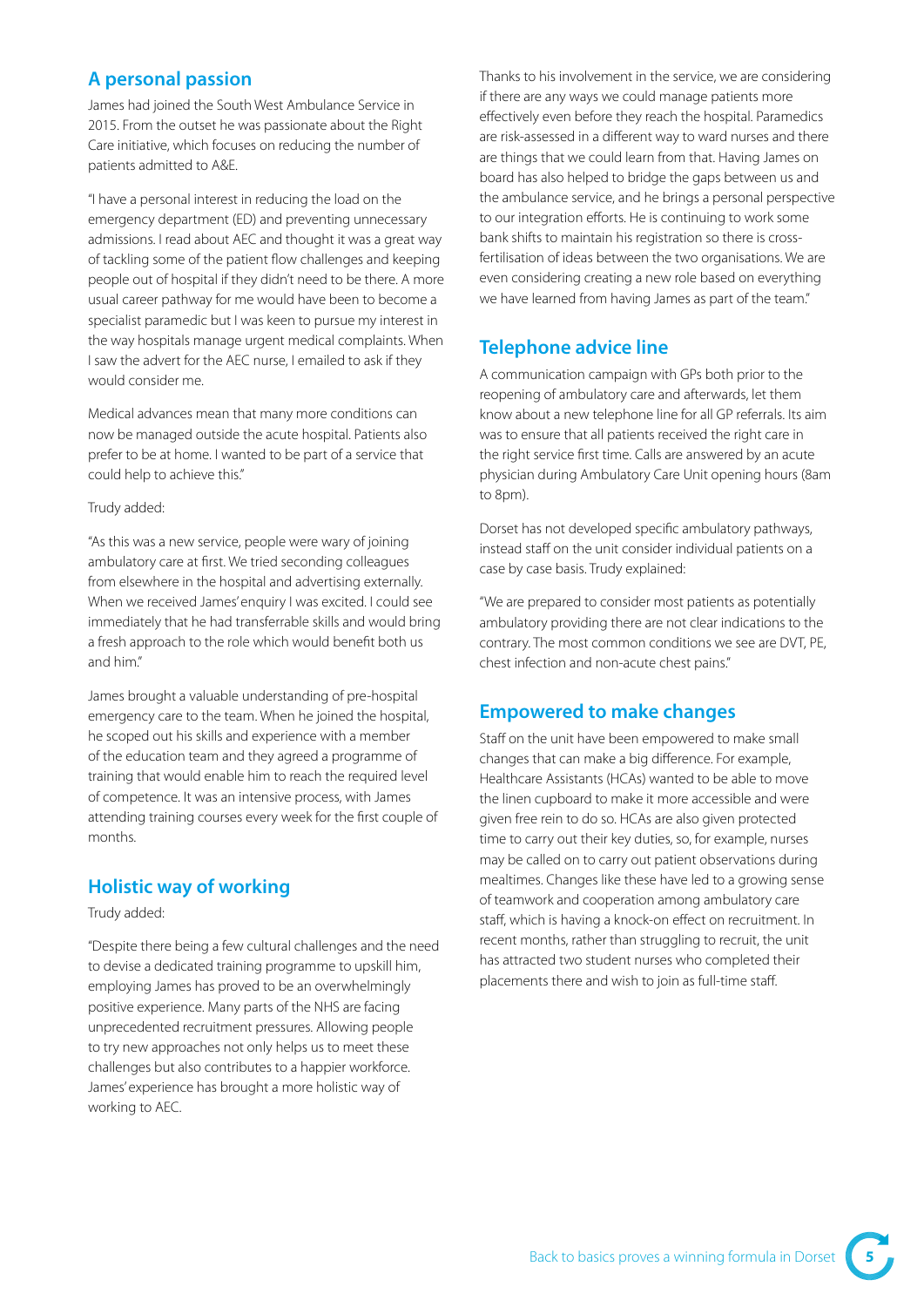## A personal passion

James had joined the South West Ambulance Service in 2015. From the outset he was passionate about the Right Care initiative, which focuses on reducing the number of patients admitted to A&E.

"I have a personal interest in reducing the load on the emergency department (ED) and preventing unnecessary admissions. I read about AEC and thought it was a great way of tackling some of the patient flow challenges and keeping people out of hospital if they didn't need to be there. A more usual career pathway for me would have been to become a specialist paramedic but I was keen to pursue my interest in the way hospitals manage urgent medical complaints. When I saw the advert for the AEC nurse, I emailed to ask if they would consider me.

Medical advances mean that many more conditions can now be managed outside the acute hospital. Patients also prefer to be at home. I wanted to be part of a service that could help to achieve this."

Trudy added:

"As this was a new service, people were wary of joining ambulatory care at first. We tried seconding colleagues from elsewhere in the hospital and advertising externally. When we received James' enquiry I was excited. I could see immediately that he had transferrable skills and would bring a fresh approach to the role which would benefit both us and him."

James brought a valuable understanding of pre-hospital emergency care to the team. When he joined the hospital, he scoped out his skills and experience with a member of the education team and they agreed a programme of training that would enable him to reach the required level of competence. It was an intensive process, with James attending training courses every week for the first couple of months.

## Holistic way of working

Trudy added:

"Despite there being a few cultural challenges and the need to devise a dedicated training programme to upskill him, employing James has proved to be an overwhelmingly positive experience. Many parts of the NHS are facing unprecedented recruitment pressures. Allowing people to try new approaches not only helps us to meet these challenges but also contributes to a happier workforce. James' experience has brought a more holistic way of working to AEC.

Thanks to his involvement in the service, we are considering if there are any ways we could manage patients more effectively even before they reach the hospital. Paramedics are risk-assessed in a different way to ward nurses and there are things that we could learn from that. Having James on board has also helped to bridge the gaps between us and the ambulance service, and he brings a personal perspective to our integration efforts. He is continuing to work some bank shifts to maintain his registration so there is cross-fertilisation of ideas between the two organisations. We are even considering creating a new role based on everything we have learned from having James as part of the team."

## Telephone advice line

A communication campaign with GPs both prior to the reopening of ambulatory care and afterwards, let them know about a new telephone line for all GP referrals. Its aim was to ensure that all patients received the right care in the right service first time. Calls are answered by an acute physician during Ambulatory Care Unit opening hours (8am to 8pm).

Dorset has not developed specific ambulatory pathways, instead staff on the unit consider individual patients on a case by case basis. Trudy explained:

"We are prepared to consider most patients as potentially ambulatory providing there are not clear indications to the contrary. The most common conditions we see are DVT, PE, chest infection and non-acute chest pains."

## Empowered to make changes

Staff on the unit have been empowered to make small changes that can make a big difference. For example, Healthcare Assistants (HCAs) wanted to be able to move the linen cupboard to make it more accessible and were given free rein to do so. HCAs are also given protected time to carry out their key duties, so, for example, nurses may be called on to carry out patient observations during mealtimes. Changes like these have led to a growing sense of teamwork and cooperation among ambulatory care staff, which is having a knock-on effect on recruitment. In recent months, rather than struggling to recruit, the unit has attracted two student nurses who completed their placements there and wish to join as full-time staff.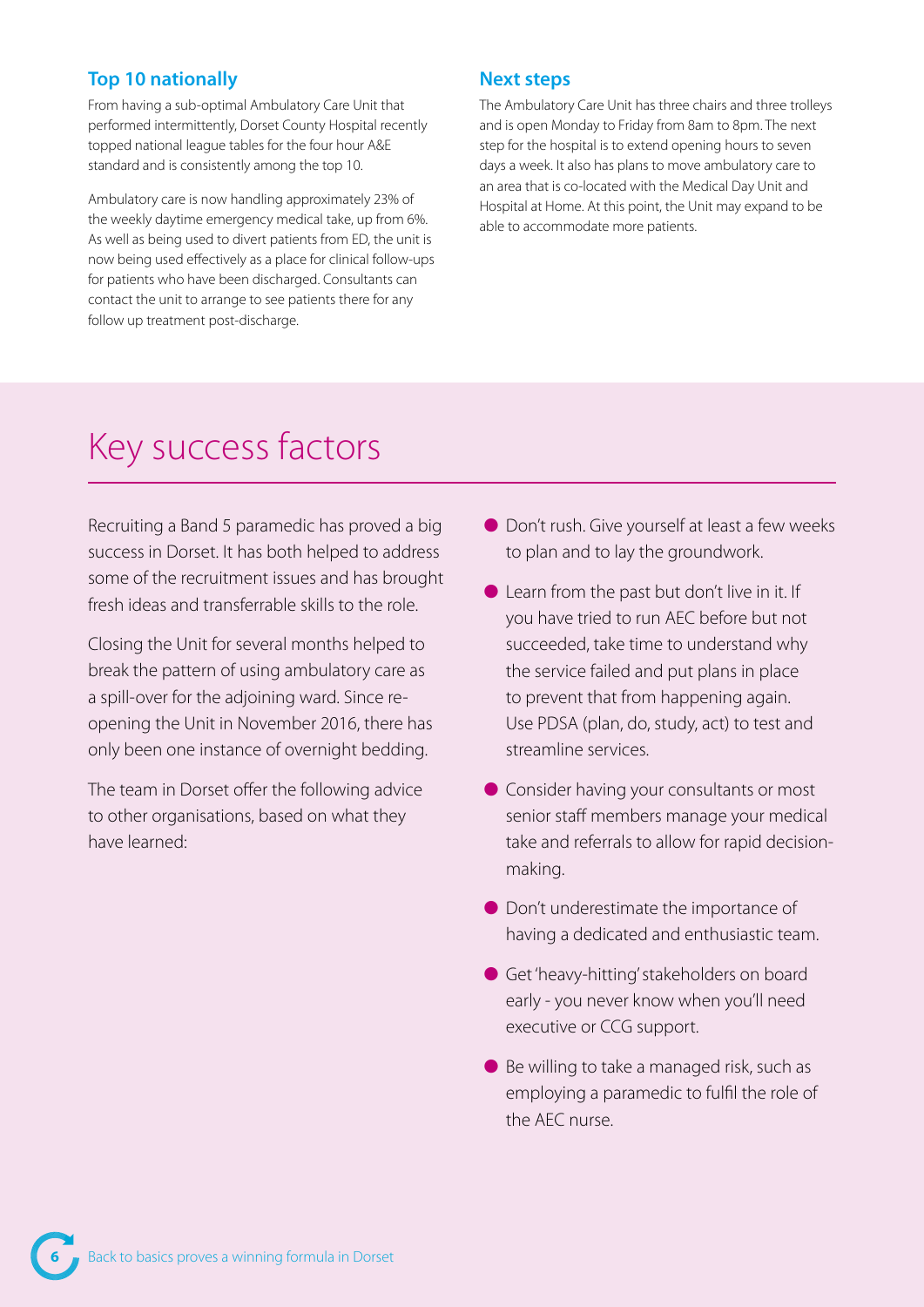### Top 10 nationally

From having a sub-optimal Ambulatory Care Unit that performed intermittently, Dorset County Hospital recently topped national league tables for the four hour A&E standard and is consistently among the top 10.

Ambulatory care is now handling approximately 23% of the weekly daytime emergency medical take, up from 6%. As well as being used to divert patients from ED, the unit is now being used effectively as a place for clinical follow-ups for patients who have been discharged. Consultants can contact the unit to arrange to see patients there for any follow up treatment post-discharge.

### Next steps

The Ambulatory Care Unit has three chairs and three trolleys and is open Monday to Friday from 8am to 8pm. The next step for the hospital is to extend opening hours to seven days a week. It also has plans to move ambulatory care to an area that is co-located with the Medical Day Unit and Hospital at Home. At this point, the Unit may expand to be able to accommodate more patients.

## Key success factors

Recruiting a Band 5 paramedic has proved a big success in Dorset. It has both helped to address some of the recruitment issues and has brought fresh ideas and transferrable skills to the role.

Closing the Unit for several months helped to break the pattern of using ambulatory care as a spill-over for the adjoining ward. Since re-opening the Unit in November 2016, there has only been one instance of overnight bedding.

The team in Dorset offer the following advice to other organisations, based on what they have learned:

- Don't rush. Give yourself at least a few weeks to plan and to lay the groundwork.
- Learn from the past but don't live in it. If you have tried to run AEC before but not succeeded, take time to understand why the service failed and put plans in place to prevent that from happening again. Use PDSA (plan, do, study, act) to test and streamline services.
- Consider having your consultants or most senior staff members manage your medical take and referrals to allow for rapid decision-making.
- Don't underestimate the importance of having a dedicated and enthusiastic team.
- Get 'heavy-hitting' stakeholders on board early - you never know when you'll need executive or CCG support.
- Be willing to take a managed risk, such as employing a paramedic to fulfil the role of the AEC nurse.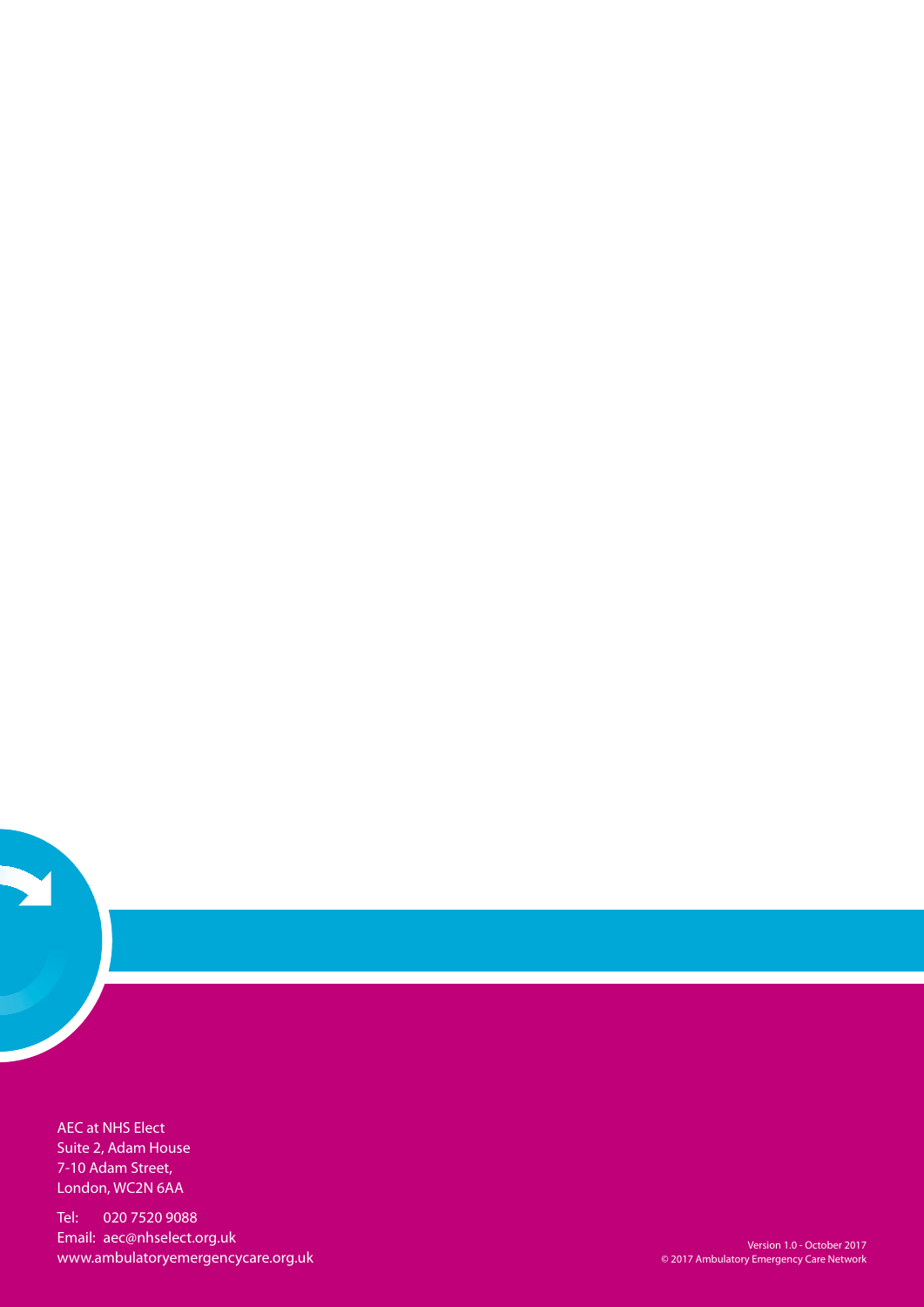AEC at NHS Elect
Suite 2, Adam House
7-10 Adam Street,
London, WC2N 6AA

Tel: 020 7520 9088
Email: aec@nhselect.org.uk
www.ambulatoryemergencycare.org.uk

Version 1.0 - October 2017
© 2017 Ambulatory Emergency Care Network